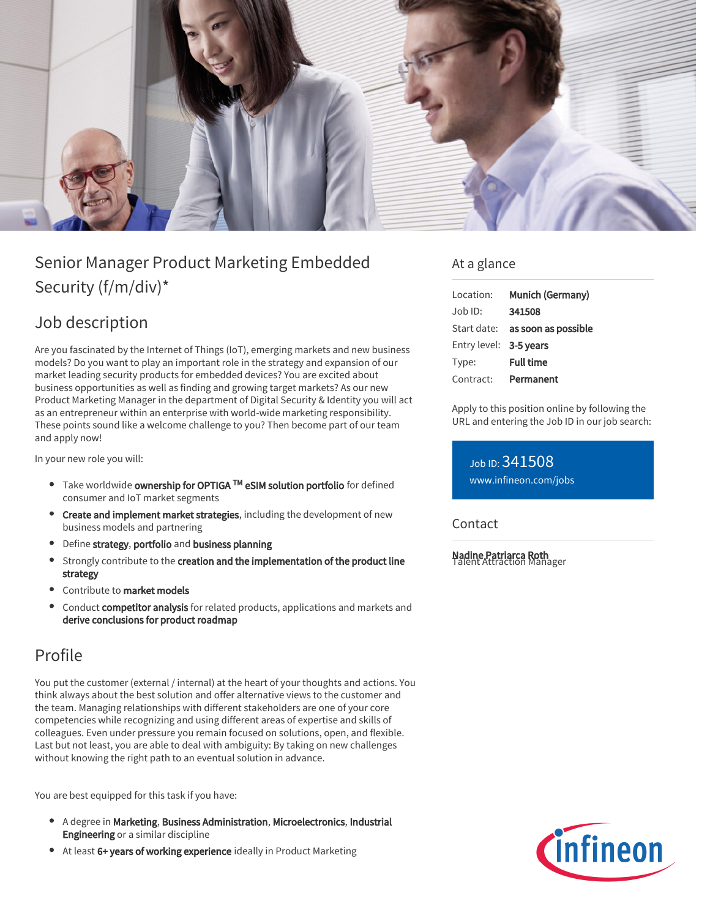# Senior Manager Product Marketing Embedded Security (f/m/div)*

## Job description

Are you fascinated by the Internet of Things (IoT), emerging markets and new business models? Do you want to play an important role in the strategy and expansion of our market leading security products for embedded devices? You are excited about business opportunities as well as finding and growing target markets? As our new Product Marketing Manager in the department of Digital Security & Identity you will act as an entrepreneur within an enterprise with world-wide marketing responsibility. These points sound like a welcome challenge to you? Then become part of our team and apply now!

In your new role you will:

- Take worldwide **ownership for OPTIGA ™ eSIM solution portfolio** for defined consumer and IoT market segments
- **Create and implement market strategies**, including the development of new business models and partnering
- Define **strategy**, **portfolio** and **business planning**
- Strongly contribute to the **creation and the implementation of the product line strategy**
- Contribute to **market models**
- Conduct **competitor analysis** for related products, applications and markets and **derive conclusions for product roadmap**

## Profile

You put the customer (external / internal) at the heart of your thoughts and actions. You think always about the best solution and offer alternative views to the customer and the team. Managing relationships with different stakeholders are one of your core competencies while recognizing and using different areas of expertise and skills of colleagues. Even under pressure you remain focused on solutions, open, and flexible. Last but not least, you are able to deal with ambiguity: By taking on new challenges without knowing the right path to an eventual solution in advance.

You are best equipped for this task if you have:

- A degree in **Marketing**, **Business Administration**, **Microelectronics**, **Industrial Engineering** or a similar discipline
- At least **6+ years of working experience** ideally in Product Marketing

## At a glance

| | |
|---|---|
| Location: | **Munich (Germany)** |
| Job ID: | **341508** |
| Start date: | **as soon as possible** |
| Entry level: | **3-5 years** |
| Type: | **Full time** |
| Contract: | **Permanent** |

Apply to this position online by following the URL and entering the Job ID in our job search:

Job ID: 341508
www.infineon.com/jobs

## Contact

**Nadine Patriarca Roth**
Talent Attraction Manager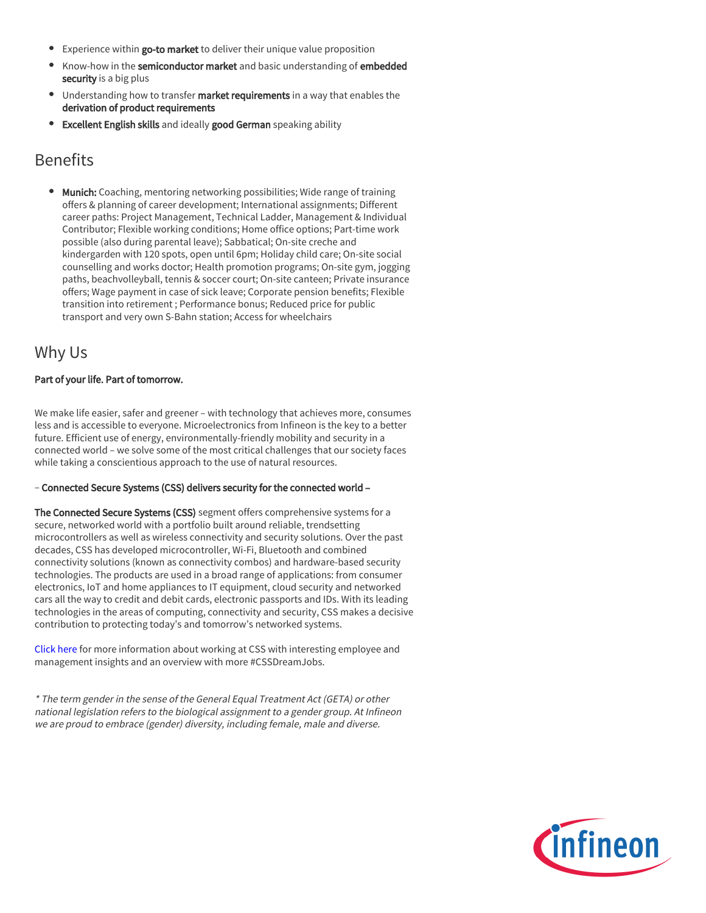- Experience within **go-to market** to deliver their unique value proposition
- Know-how in the **semiconductor market** and basic understanding of **embedded security** is a big plus
- Understanding how to transfer **market requirements** in a way that enables the **derivation of product requirements**
- **Excellent English skills** and ideally **good German** speaking ability

## Benefits

- **Munich:** Coaching, mentoring networking possibilities; Wide range of training offers & planning of career development; International assignments; Different career paths: Project Management, Technical Ladder, Management & Individual Contributor; Flexible working conditions; Home office options; Part-time work possible (also during parental leave); Sabbatical; On-site creche and kindergarden with 120 spots, open until 6pm; Holiday child care; On-site social counselling and works doctor; Health promotion programs; On-site gym, jogging paths, beachvolleyball, tennis & soccer court; On-site canteen; Private insurance offers; Wage payment in case of sick leave; Corporate pension benefits; Flexible transition into retirement ; Performance bonus; Reduced price for public transport and very own S-Bahn station; Access for wheelchairs

## Why Us

**Part of your life. Part of tomorrow.**

We make life easier, safer and greener – with technology that achieves more, consumes less and is accessible to everyone. Microelectronics from Infineon is the key to a better future. Efficient use of energy, environmentally-friendly mobility and security in a connected world – we solve some of the most critical challenges that our society faces while taking a conscientious approach to the use of natural resources.

– **Connected Secure Systems (CSS) delivers security for the connected world –**

**The Connected Secure Systems (CSS)** segment offers comprehensive systems for a secure, networked world with a portfolio built around reliable, trendsetting microcontrollers as well as wireless connectivity and security solutions. Over the past decades, CSS has developed microcontroller, Wi-Fi, Bluetooth and combined connectivity solutions (known as connectivity combos) and hardware-based security technologies. The products are used in a broad range of applications: from consumer electronics, IoT and home appliances to IT equipment, cloud security and networked cars all the way to credit and debit cards, electronic passports and IDs. With its leading technologies in the areas of computing, connectivity and security, CSS makes a decisive contribution to protecting today's and tomorrow's networked systems.

Click here for more information about working at CSS with interesting employee and management insights and an overview with more #CSSDreamJobs.

*\* The term gender in the sense of the General Equal Treatment Act (GETA) or other national legislation refers to the biological assignment to a gender group. At Infineon we are proud to embrace (gender) diversity, including female, male and diverse.*